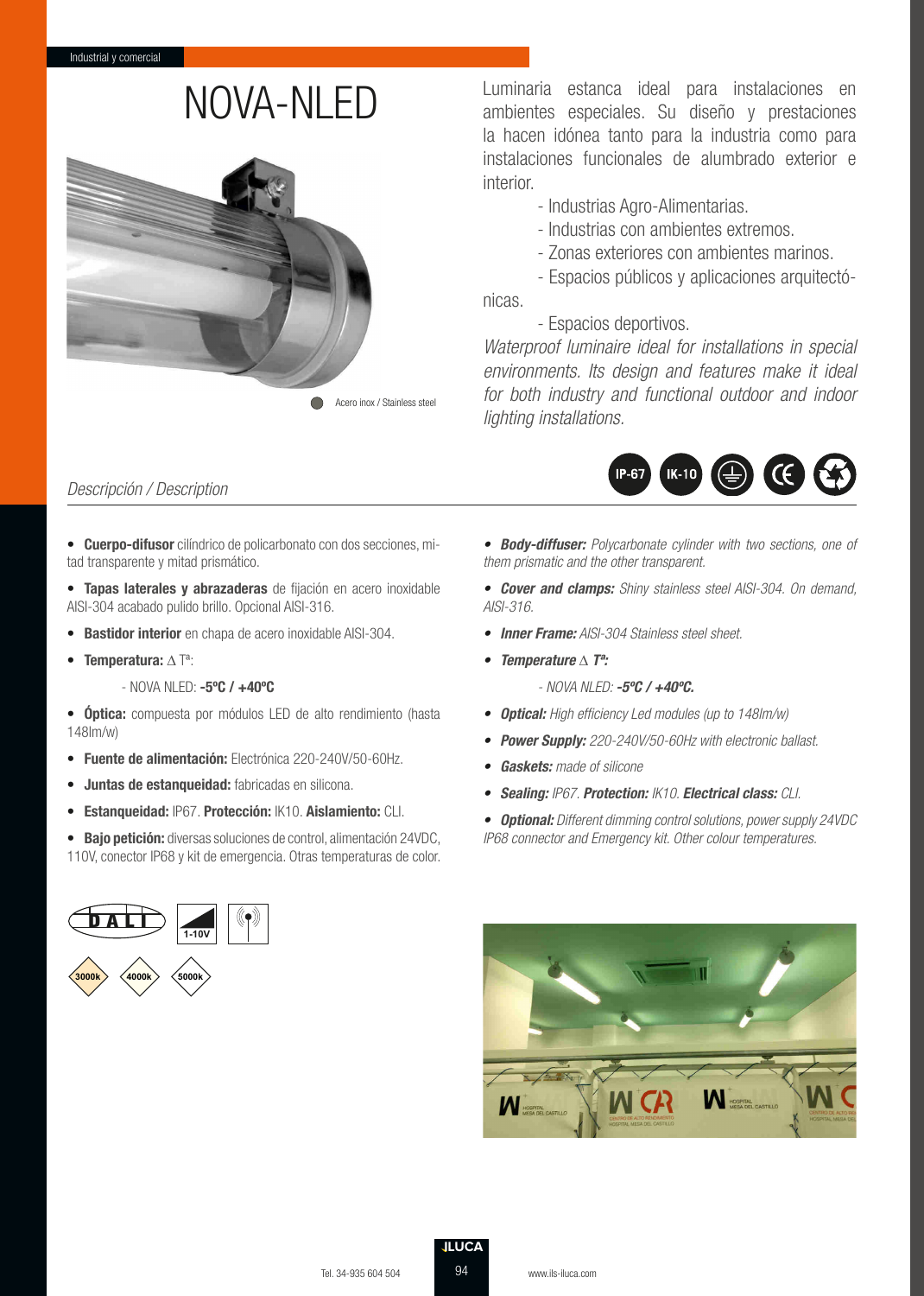Industrial y comercial

# NOVA-NLED

Acero inox / Stainless steel

Luminaria estanca ideal para instalaciones en ambientes especiales. Su diseño y prestaciones la hacen idónea tanto para la industria como para instalaciones funcionales de alumbrado exterior e interior.

- Industrias Agro-Alimentarias.
- Industrias con ambientes extremos.
- Zonas exteriores con ambientes marinos.
- Espacios públicos y aplicaciones arquitectónicas.
- Espacios deportivos.

*Waterproof luminaire ideal for installations in special environments. Its design and features make it ideal for both industry and functional outdoor and indoor lighting installations.*

IP-67 IK-10

## *Descripción / Description*

- **Cuerpo-difusor** cilíndrico de policarbonato con dos secciones, mitad transparente y mitad prismático.
- **Tapas laterales y abrazaderas** de fijación en acero inoxidable AISI-304 acabado pulido brillo. Opcional AISI-316.
- **Bastidor interior** en chapa de acero inoxidable AISI-304.
- **Temperatura:** $\Delta$ Tª:
  - NOVA NLED: **-5ºC / +40ºC**
- **Óptica:** compuesta por módulos LED de alto rendimiento (hasta 148lm/w)
- **Fuente de alimentación:** Electrónica 220-240V/50-60Hz.
- **Juntas de estanqueidad:** fabricadas en silicona.
- **Estanqueidad:** IP67. **Protección:** IK10. **Aislamiento:** CLI.
- **Bajo petición:** diversas soluciones de control, alimentación 24VDC, 110V, conector IP68 y kit de emergencia. Otras temperaturas de color.

- ***Body-diffuser:*** *Polycarbonate cylinder with two sections, one of them prismatic and the other transparent.*
- ***Cover and clamps:*** *Shiny stainless steel AISI-304. On demand, AISI-316.*
- ***Inner Frame:*** *AISI-304 Stainless steel sheet.*
- ***Temperature*** $\Delta$ ***Tª:***
  - *NOVA NLED:* ***-5ºC / +40ºC.***
- ***Optical:*** *High efficiency Led modules (up to 148lm/w)*
- ***Power Supply:*** *220-240V/50-60Hz with electronic ballast.*
- ***Gaskets:*** *made of silicone*
- ***Sealing:*** *IP67.* ***Protection:*** *IK10.* ***Electrical class:*** *CLI.*
- ***Optional:*** *Different dimming control solutions, power supply 24VDC IP68 connector and Emergency kit. Other colour temperatures.*

DALI 1-10V

3000k 4000k 5000k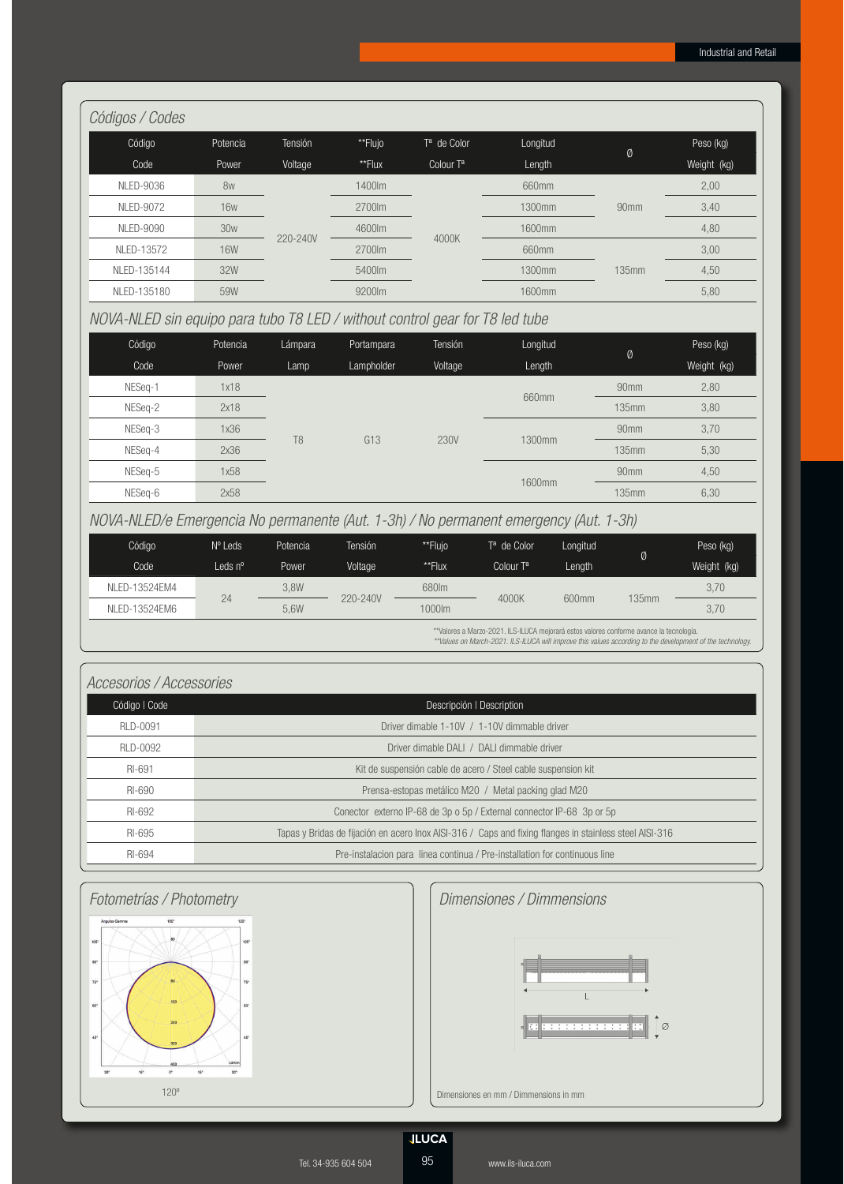Industrial and Retail

## Códigos / Codes

| Código<br>Code | Potencia<br>Power | Tensión<br>Voltage | **Flujo<br>**Flux | Tª de Color<br>Colour Tª | Longitud<br>Length | Ø | Peso (kg)<br>Weight (kg) |
|---|---|---|---|---|---|---|---|
| NLED-9036 | 8w | 220-240V | 1400lm | 4000K | 660mm | 90mm | 2,00 |
| NLED-9072 | 16w | | 2700lm | | 1300mm | | 3,40 |
| NLED-9090 | 30w | | 4600lm | | 1600mm | | 4,80 |
| NLED-13572 | 16W | | 2700lm | | 660mm | 135mm | 3,00 |
| NLED-135144 | 32W | | 5400lm | | 1300mm | | 4,50 |
| NLED-135180 | 59W | | 9200lm | | 1600mm | | 5,80 |

## NOVA-NLED sin equipo para tubo T8 LED / without control gear for T8 led tube

| Código<br>Code | Potencia<br>Power | Lámpara<br>Lamp | Portampara<br>Lampholder | Tensión<br>Voltage | Longitud<br>Length | Ø | Peso (kg)<br>Weight (kg) |
|---|---|---|---|---|---|---|---|
| NESeq-1 | 1x18 | T8 | G13 | 230V | 660mm | 90mm | 2,80 |
| NESeq-2 | 2x18 | | | | | 135mm | 3,80 |
| NESeq-3 | 1x36 | | | | 1300mm | 90mm | 3,70 |
| NESeq-4 | 2x36 | | | | | 135mm | 5,30 |
| NESeq-5 | 1x58 | | | | 1600mm | 90mm | 4,50 |
| NESeq-6 | 2x58 | | | | | 135mm | 6,30 |

## NOVA-NLED/e Emergencia No permanente (Aut. 1-3h) / No permanent emergency (Aut. 1-3h)

| Código<br>Code | Nº Leds<br>Leds nº | Potencia<br>Power | Tensión<br>Voltage | **Flujo<br>**Flux | Tª de Color<br>Colour Tª | Longitud<br>Length | Ø | Peso (kg)<br>Weight (kg) |
|---|---|---|---|---|---|---|---|---|
| NLED-13524EM4 | 24 | 3,8W | 220-240V | 680lm | 4000K | 600mm | 135mm | 3,70 |
| NLED-13524EM6 | | 5,6W | | 1000lm | | | | 3,70 |

**Valores a Marzo-2021. ILS-ILUCA mejorará estos valores conforme avance la tecnología.
**Values on March-2021. ILS-ILUCA will improve this values according to the development of the technology.

## Accesorios / Accessories

| Código \| Code | Descripción \| Description |
|---|---|
| RLD-0091 | Driver dimable 1-10V / 1-10V dimmable driver |
| RLD-0092 | Driver dimable DALI / DALI dimmable driver |
| RI-691 | Kit de suspensión cable de acero / Steel cable suspension kit |
| RI-690 | Prensa-estopas metálico M20 / Metal packing glad M20 |
| RI-692 | Conector externo IP-68 de 3p o 5p / External connector IP-68 3p or 5p |
| RI-695 | Tapas y Bridas de fijación en acero Inox AISI-316 / Caps and fixing flanges in stainless steel AISI-316 |
| RI-694 | Pre-instalacion para linea continua / Pre-installation for continuous line |

## Fotometrías / Photometry

120º

## Dimensiones / Dimmensions

L

Ø

Dimensiones en mm / Dimmensions in mm